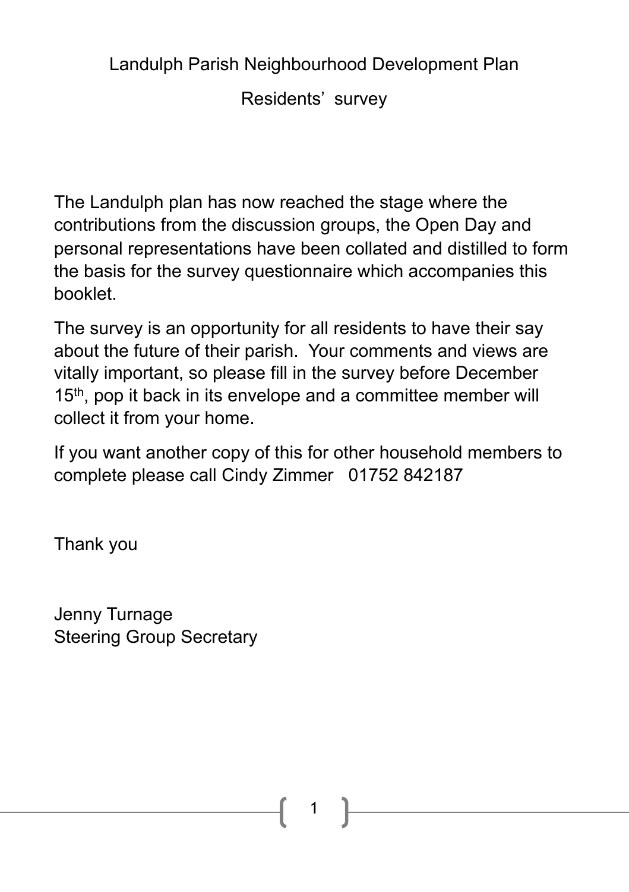# Landulph Parish Neighbourhood Development Plan

## Residents' survey

The Landulph plan has now reached the stage where the contributions from the discussion groups, the Open Day and personal representations have been collated and distilled to form the basis for the survey questionnaire which accompanies this booklet.

The survey is an opportunity for all residents to have their say about the future of their parish. Your comments and views are vitally important, so please fill in the survey before December 15th, pop it back in its envelope and a committee member will collect it from your home.

If you want another copy of this for other household members to complete please call Cindy Zimmer 01752 842187

Thank you

Jenny Turnage
Steering Group Secretary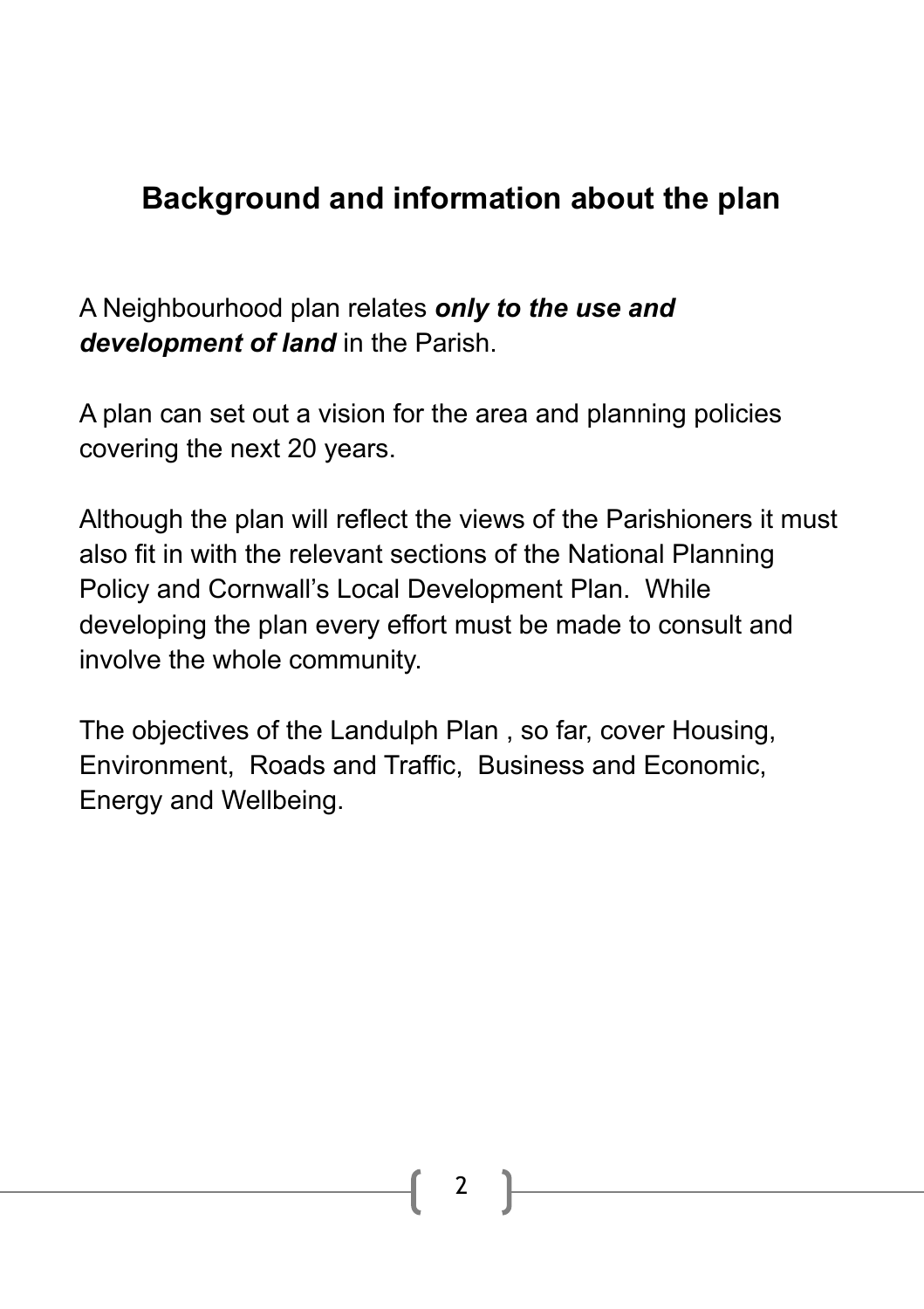## Background and information about the plan

A Neighbourhood plan relates ***only to the use and development of land*** in the Parish.

A plan can set out a vision for the area and planning policies covering the next 20 years.

Although the plan will reflect the views of the Parishioners it must also fit in with the relevant sections of the National Planning Policy and Cornwall's Local Development Plan. While developing the plan every effort must be made to consult and involve the whole community.

The objectives of the Landulph Plan , so far, cover Housing, Environment, Roads and Traffic, Business and Economic, Energy and Wellbeing.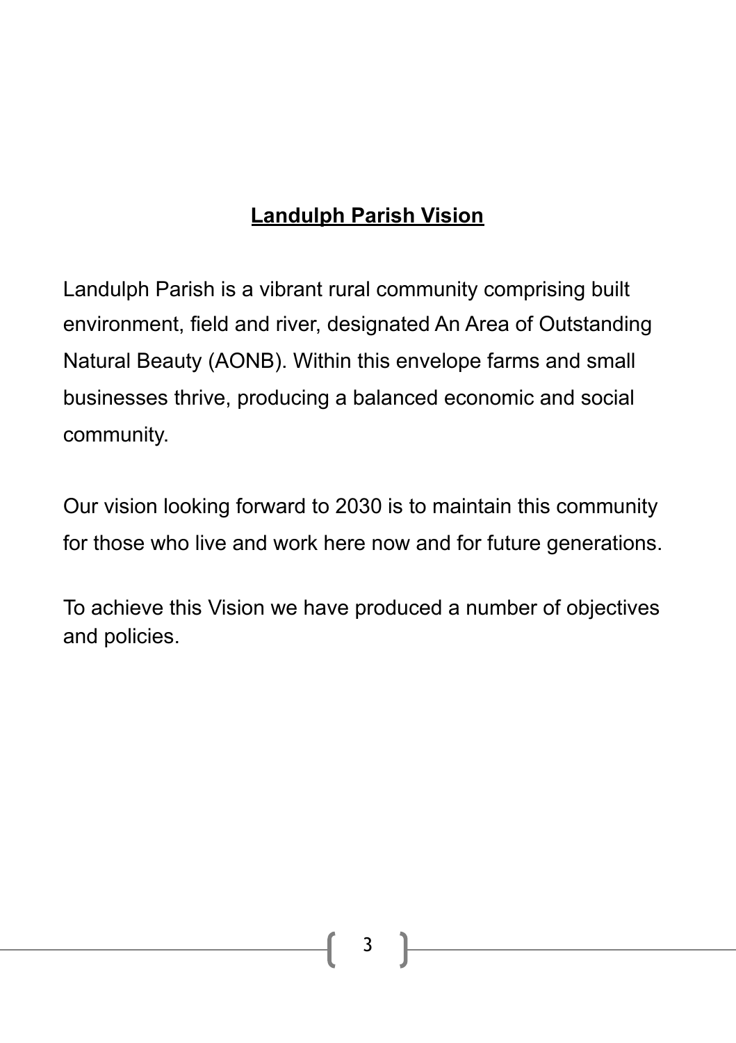## Landulph Parish Vision

Landulph Parish is a vibrant rural community comprising built environment, field and river, designated An Area of Outstanding Natural Beauty (AONB). Within this envelope farms and small businesses thrive, producing a balanced economic and social community.

Our vision looking forward to 2030 is to maintain this community for those who live and work here now and for future generations.

To achieve this Vision we have produced a number of objectives and policies.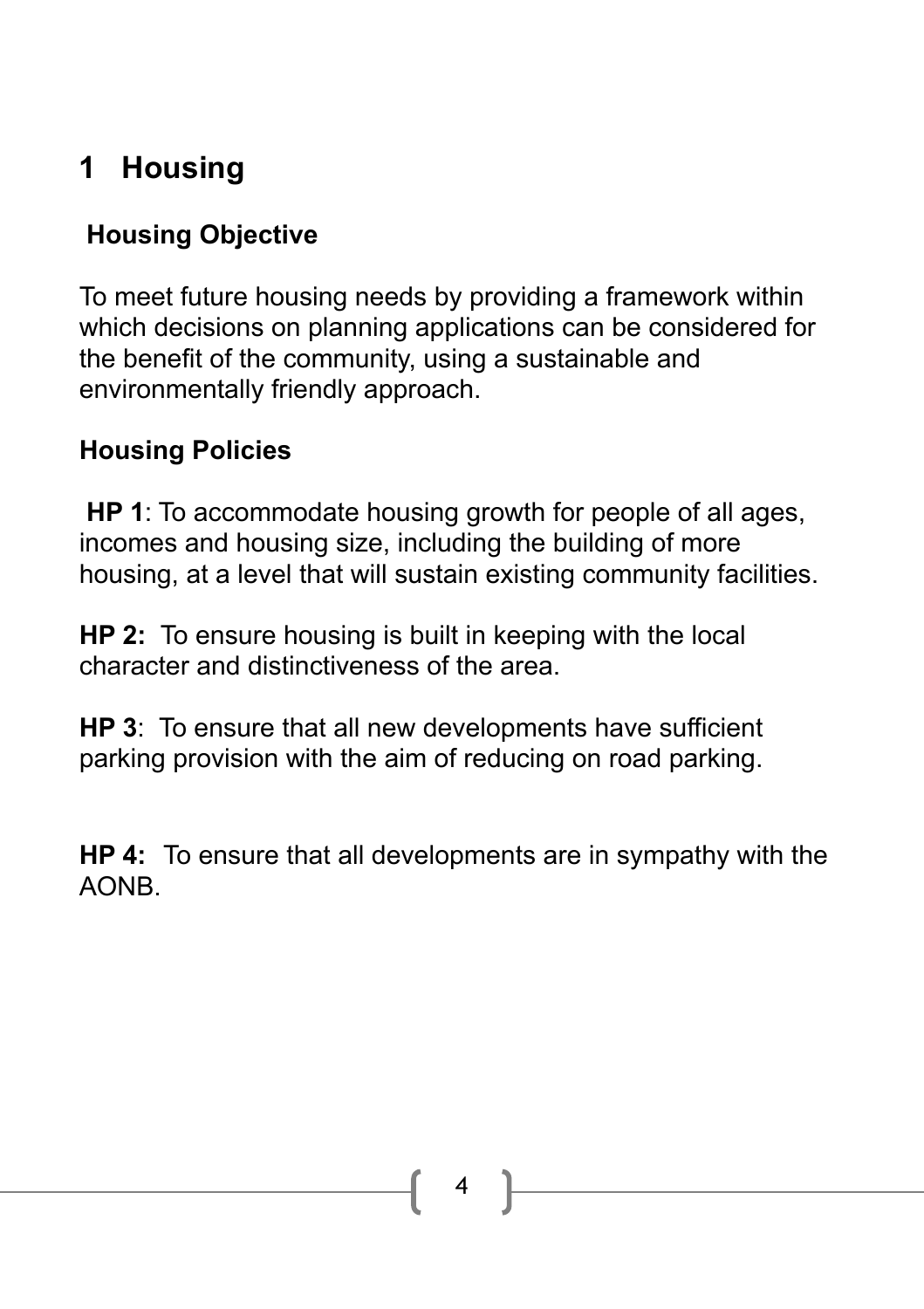# 1 Housing

## Housing Objective

To meet future housing needs by providing a framework within which decisions on planning applications can be considered for the benefit of the community, using a sustainable and environmentally friendly approach.

## Housing Policies

**HP 1**: To accommodate housing growth for people of all ages, incomes and housing size, including the building of more housing, at a level that will sustain existing community facilities.

**HP 2:** To ensure housing is built in keeping with the local character and distinctiveness of the area.

**HP 3**: To ensure that all new developments have sufficient parking provision with the aim of reducing on road parking.

**HP 4:** To ensure that all developments are in sympathy with the AONB.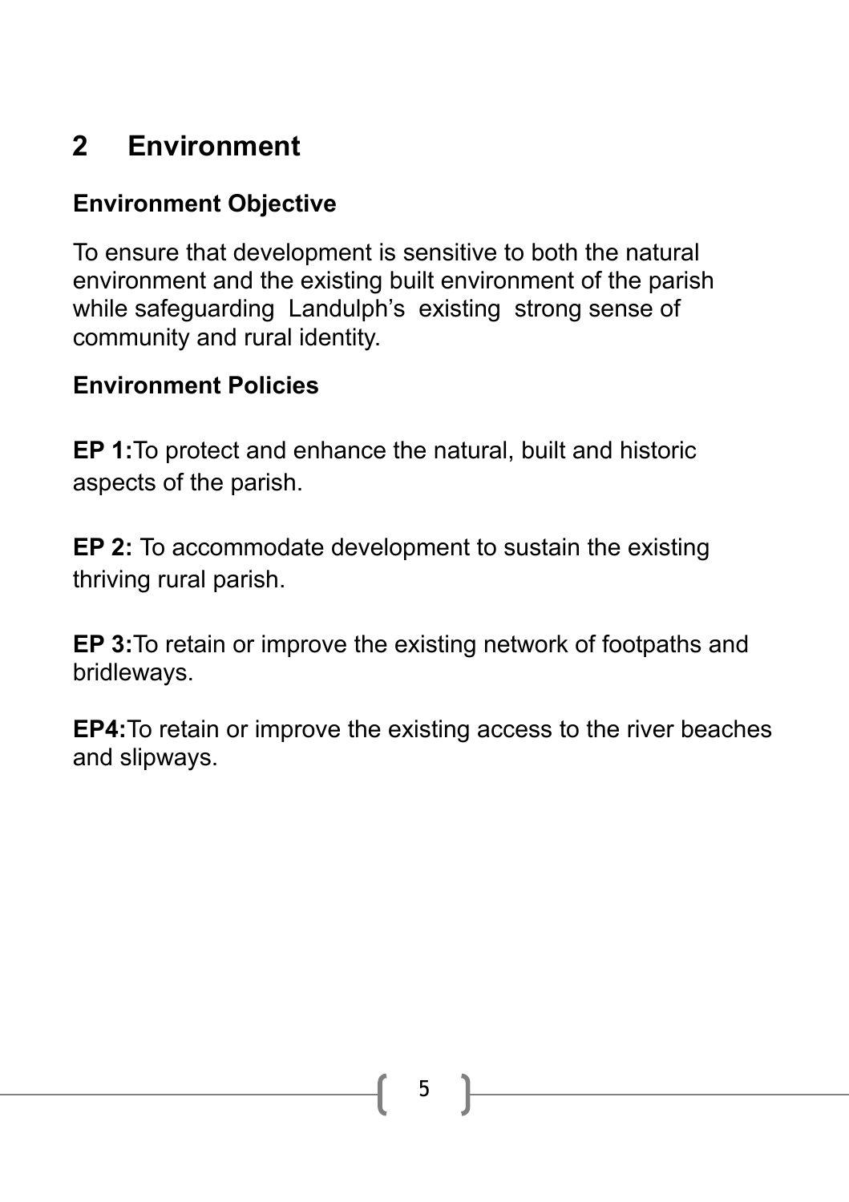## 2 Environment

### Environment Objective

To ensure that development is sensitive to both the natural environment and the existing built environment of the parish while safeguarding Landulph's existing strong sense of community and rural identity.

### Environment Policies

**EP 1:**To protect and enhance the natural, built and historic aspects of the parish.

**EP 2:** To accommodate development to sustain the existing thriving rural parish.

**EP 3:**To retain or improve the existing network of footpaths and bridleways.

**EP4:**To retain or improve the existing access to the river beaches and slipways.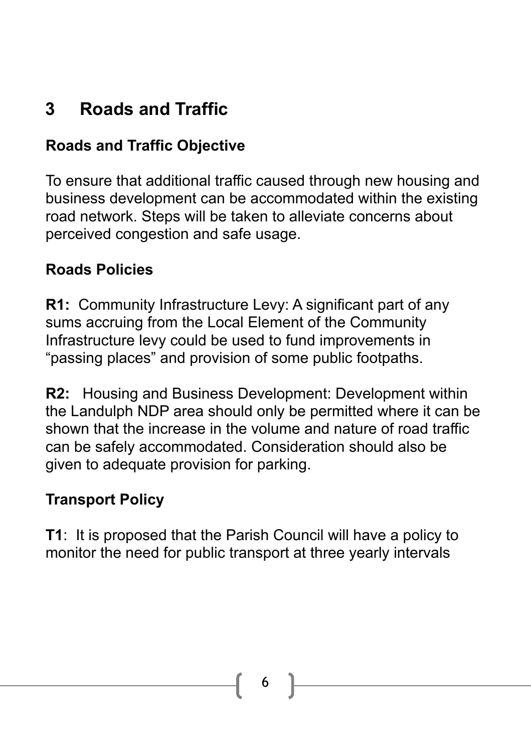# 3 Roads and Traffic

### Roads and Traffic Objective

To ensure that additional traffic caused through new housing and business development can be accommodated within the existing road network. Steps will be taken to alleviate concerns about perceived congestion and safe usage.

### Roads Policies

**R1:** Community Infrastructure Levy: A significant part of any sums accruing from the Local Element of the Community Infrastructure levy could be used to fund improvements in “passing places” and provision of some public footpaths.

**R2:** Housing and Business Development: Development within the Landulph NDP area should only be permitted where it can be shown that the increase in the volume and nature of road traffic can be safely accommodated. Consideration should also be given to adequate provision for parking.

### Transport Policy

**T1**: It is proposed that the Parish Council will have a policy to monitor the need for public transport at three yearly intervals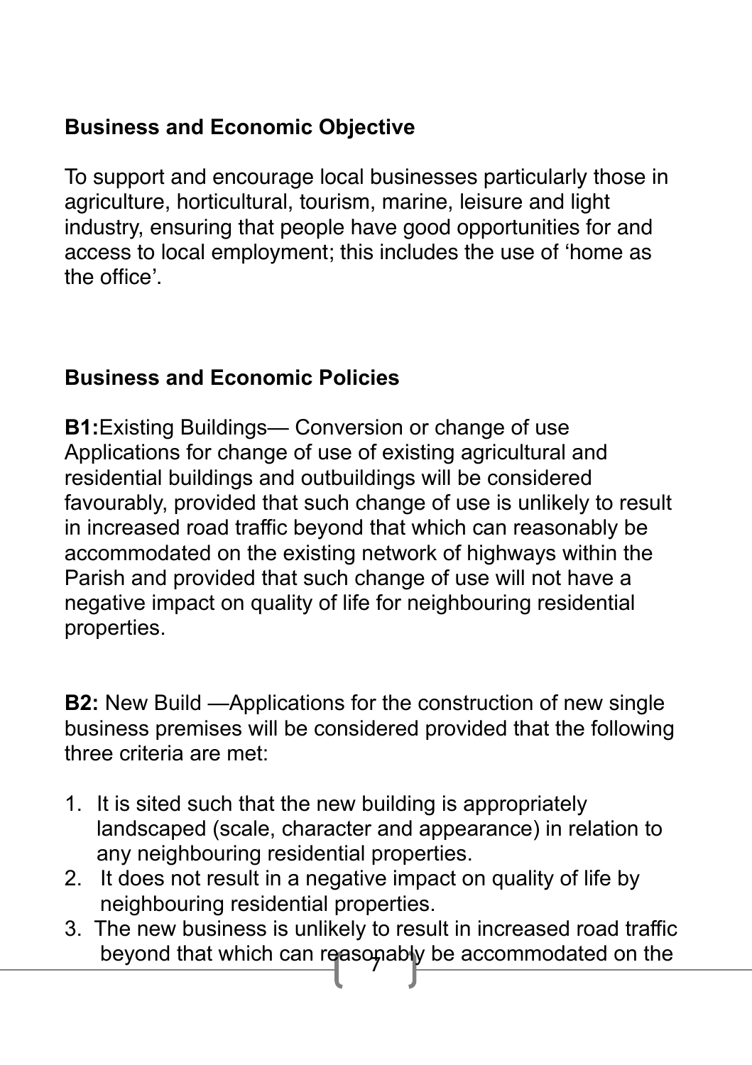## Business and Economic Objective

To support and encourage local businesses particularly those in agriculture, horticultural, tourism, marine, leisure and light industry, ensuring that people have good opportunities for and access to local employment; this includes the use of 'home as the office'.

## Business and Economic Policies

**B1:**Existing Buildings— Conversion or change of use
Applications for change of use of existing agricultural and residential buildings and outbuildings will be considered favourably, provided that such change of use is unlikely to result in increased road traffic beyond that which can reasonably be accommodated on the existing network of highways within the Parish and provided that such change of use will not have a negative impact on quality of life for neighbouring residential properties.

**B2:** New Build —Applications for the construction of new single business premises will be considered provided that the following three criteria are met:

1. It is sited such that the new building is appropriately landscaped (scale, character and appearance) in relation to any neighbouring residential properties.
2. It does not result in a negative impact on quality of life by neighbouring residential properties.
3. The new business is unlikely to result in increased road traffic beyond that which can reasonably be accommodated on the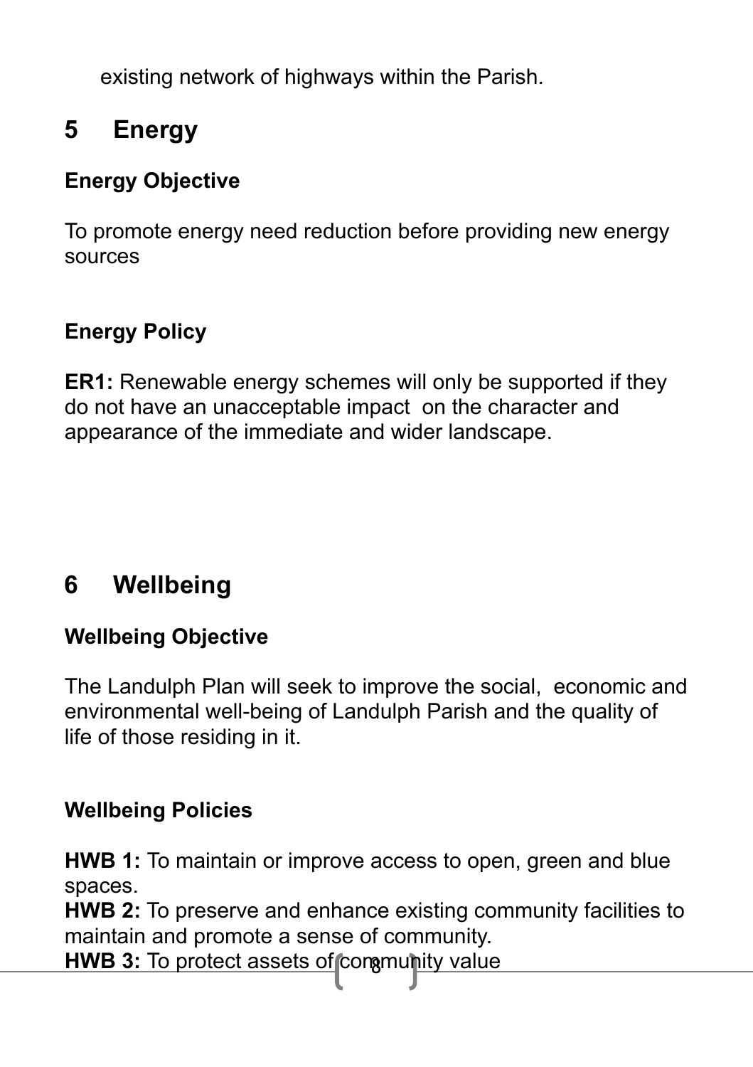existing network of highways within the Parish.

## 5 Energy

### Energy Objective

To promote energy need reduction before providing new energy sources

### Energy Policy

**ER1:** Renewable energy schemes will only be supported if they do not have an unacceptable impact on the character and appearance of the immediate and wider landscape.

## 6 Wellbeing

### Wellbeing Objective

The Landulph Plan will seek to improve the social, economic and environmental well-being of Landulph Parish and the quality of life of those residing in it.

### Wellbeing Policies

**HWB 1:** To maintain or improve access to open, green and blue spaces.
**HWB 2:** To preserve and enhance existing community facilities to maintain and promote a sense of community.
**HWB 3:** To protect assets of community value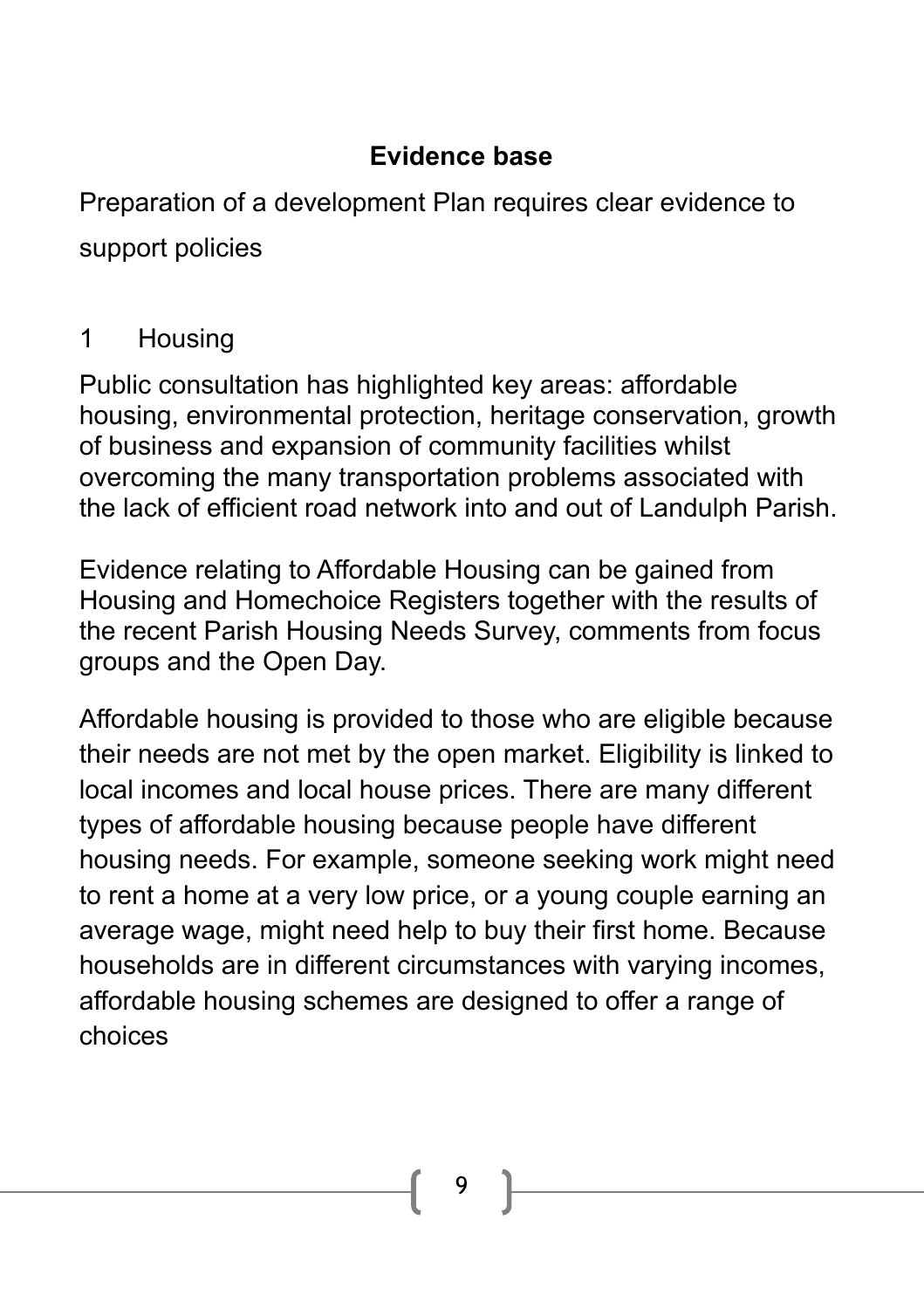## Evidence base

Preparation of a development Plan requires clear evidence to support policies

1 Housing

Public consultation has highlighted key areas: affordable housing, environmental protection, heritage conservation, growth of business and expansion of community facilities whilst overcoming the many transportation problems associated with the lack of efficient road network into and out of Landulph Parish.

Evidence relating to Affordable Housing can be gained from Housing and Homechoice Registers together with the results of the recent Parish Housing Needs Survey, comments from focus groups and the Open Day.

Affordable housing is provided to those who are eligible because their needs are not met by the open market. Eligibility is linked to local incomes and local house prices. There are many different types of affordable housing because people have different housing needs. For example, someone seeking work might need to rent a home at a very low price, or a young couple earning an average wage, might need help to buy their first home. Because households are in different circumstances with varying incomes, affordable housing schemes are designed to offer a range of choices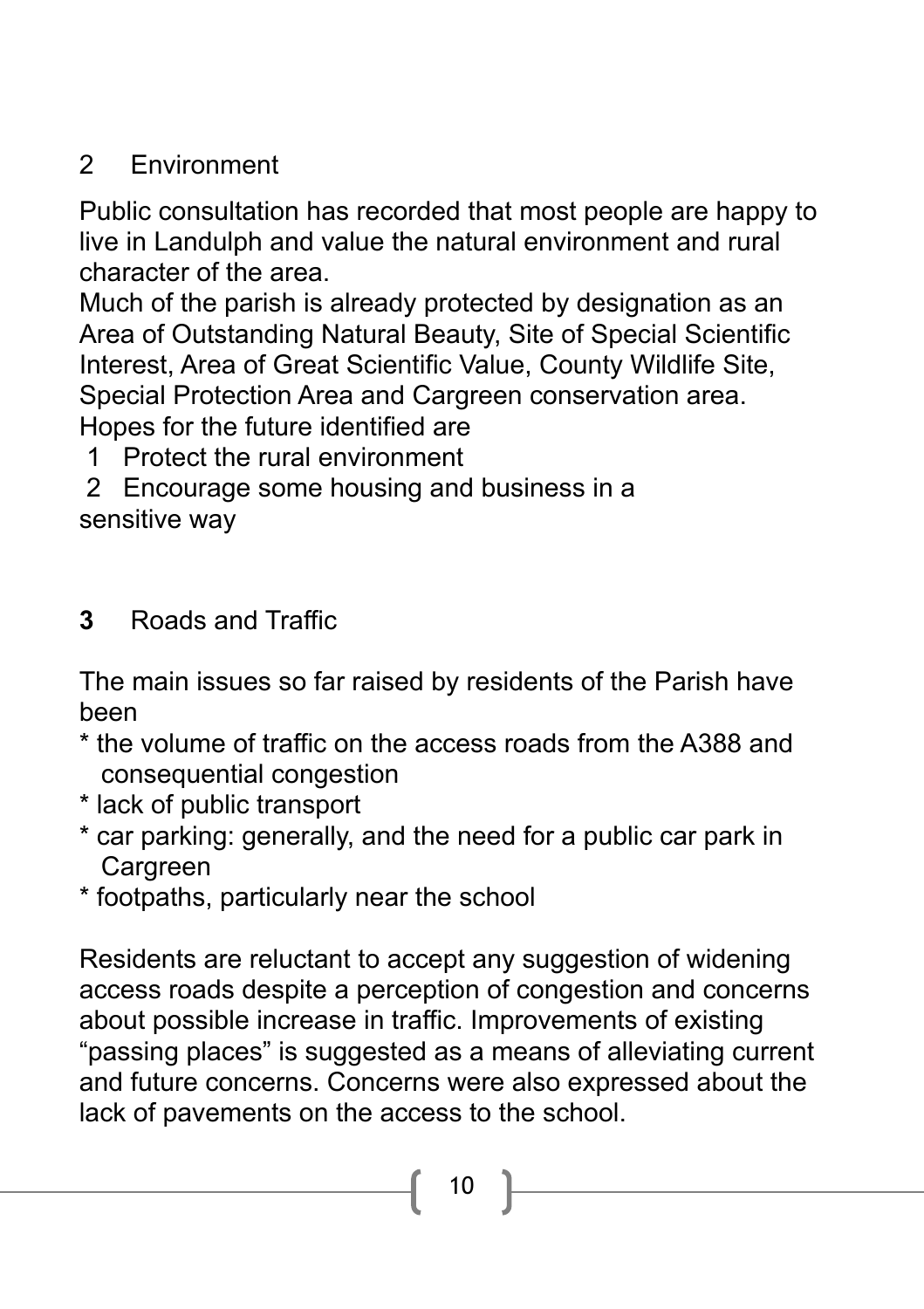## 2 Environment

Public consultation has recorded that most people are happy to live in Landulph and value the natural environment and rural character of the area.
Much of the parish is already protected by designation as an Area of Outstanding Natural Beauty, Site of Special Scientific Interest, Area of Great Scientific Value, County Wildlife Site, Special Protection Area and Cargreen conservation area.
Hopes for the future identified are

1 Protect the rural environment
2 Encourage some housing and business in a sensitive way

## **3** Roads and Traffic

The main issues so far raised by residents of the Parish have been

* the volume of traffic on the access roads from the A388 and consequential congestion
* lack of public transport
* car parking: generally, and the need for a public car park in Cargreen
* footpaths, particularly near the school

Residents are reluctant to accept any suggestion of widening access roads despite a perception of congestion and concerns about possible increase in traffic. Improvements of existing "passing places" is suggested as a means of alleviating current and future concerns. Concerns were also expressed about the lack of pavements on the access to the school.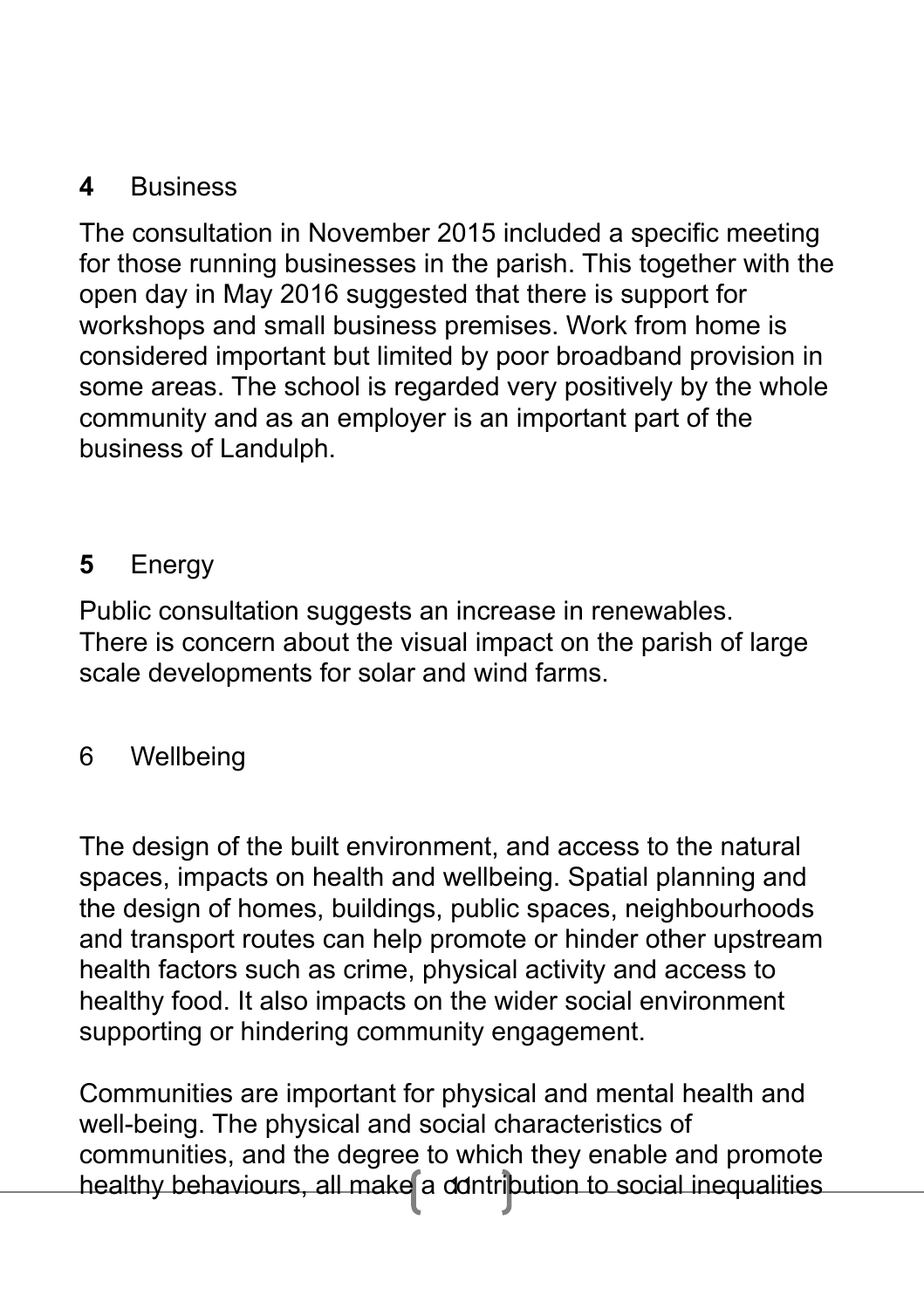## 4 Business

The consultation in November 2015 included a specific meeting for those running businesses in the parish. This together with the open day in May 2016 suggested that there is support for workshops and small business premises. Work from home is considered important but limited by poor broadband provision in some areas. The school is regarded very positively by the whole community and as an employer is an important part of the business of Landulph.

## 5 Energy

Public consultation suggests an increase in renewables.
There is concern about the visual impact on the parish of large scale developments for solar and wind farms.

## 6 Wellbeing

The design of the built environment, and access to the natural spaces, impacts on health and wellbeing. Spatial planning and the design of homes, buildings, public spaces, neighbourhoods and transport routes can help promote or hinder other upstream health factors such as crime, physical activity and access to healthy food. It also impacts on the wider social environment supporting or hindering community engagement.

Communities are important for physical and mental health and well-being. The physical and social characteristics of communities, and the degree to which they enable and promote healthy behaviours, all make a contribution to social inequalities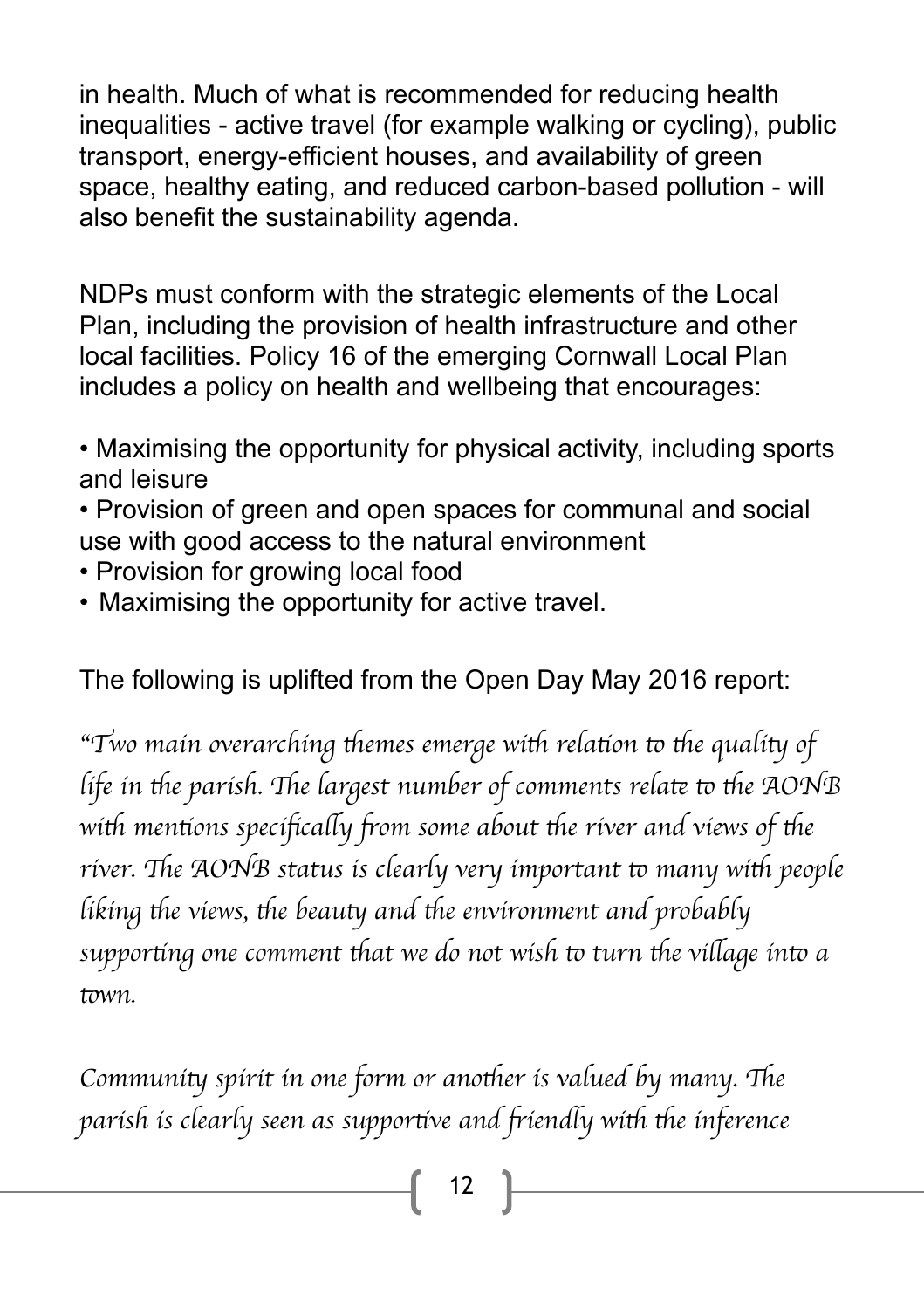in health. Much of what is recommended for reducing health inequalities - active travel (for example walking or cycling), public transport, energy-efficient houses, and availability of green space, healthy eating, and reduced carbon-based pollution - will also benefit the sustainability agenda.

NDPs must conform with the strategic elements of the Local Plan, including the provision of health infrastructure and other local facilities. Policy 16 of the emerging Cornwall Local Plan includes a policy on health and wellbeing that encourages:

- Maximising the opportunity for physical activity, including sports and leisure
- Provision of green and open spaces for communal and social use with good access to the natural environment
- Provision for growing local food
- Maximising the opportunity for active travel.

The following is uplifted from the Open Day May 2016 report:

*"Two main overarching themes emerge with relation to the quality of life in the parish. The largest number of comments relate to the AONB with mentions specifically from some about the river and views of the river. The AONB status is clearly very important to many with people liking the views, the beauty and the environment and probably supporting one comment that we do not wish to turn the village into a town.*

*Community spirit in one form or another is valued by many. The parish is clearly seen as supportive and friendly with the inference*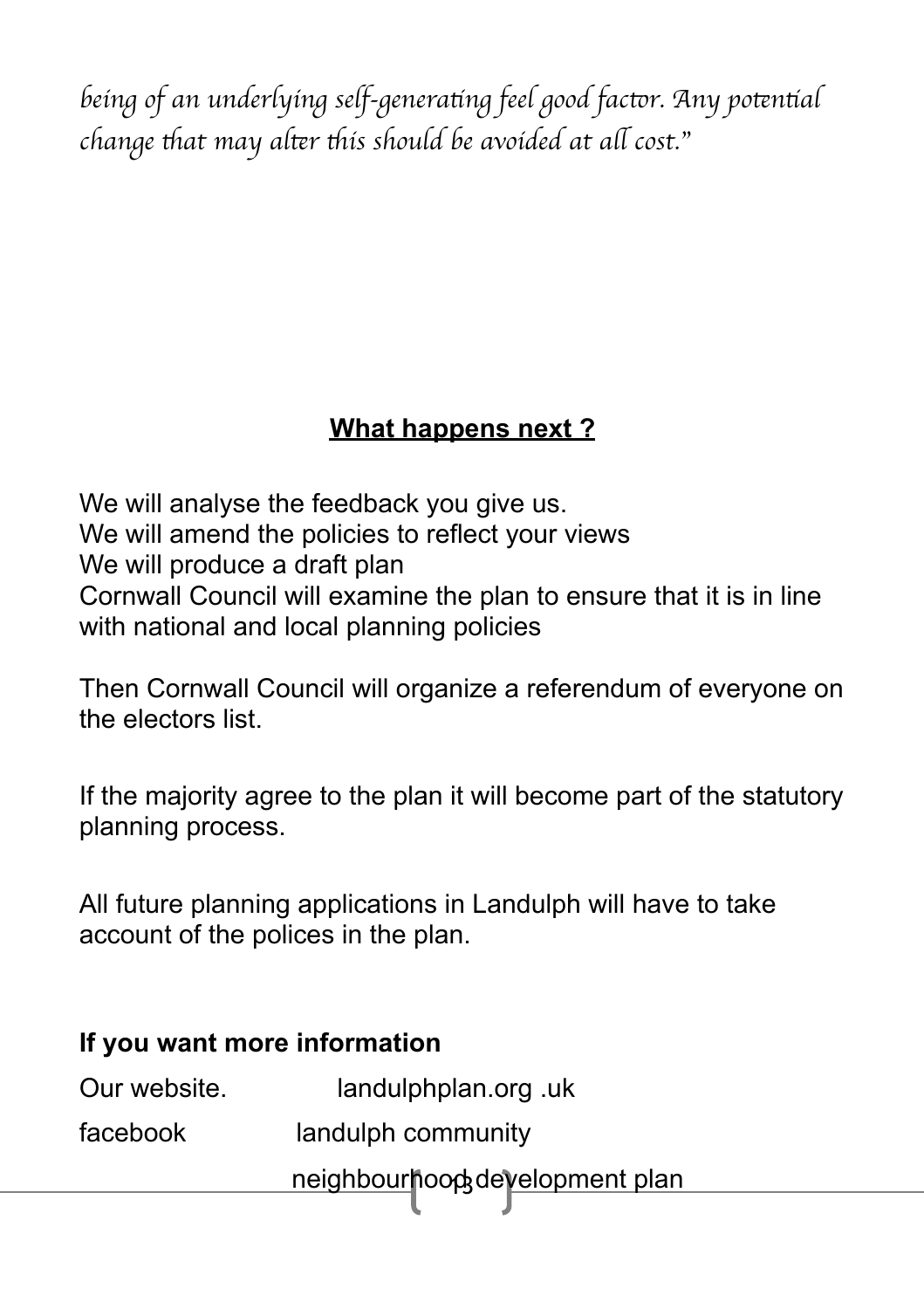*being of an underlying self-generating feel good factor. Any potential change that may alter this should be avoided at all cost."*

## What happens next ?

We will analyse the feedback you give us.
We will amend the policies to reflect your views
We will produce a draft plan
Cornwall Council will examine the plan to ensure that it is in line with national and local planning policies

Then Cornwall Council will organize a referendum of everyone on the electors list.

If the majority agree to the plan it will become part of the statutory planning process.

All future planning applications in Landulph will have to take account of the polices in the plan.

**If you want more information**

Our website. landulphplan.org .uk

facebook landulph community
neighbourhood development plan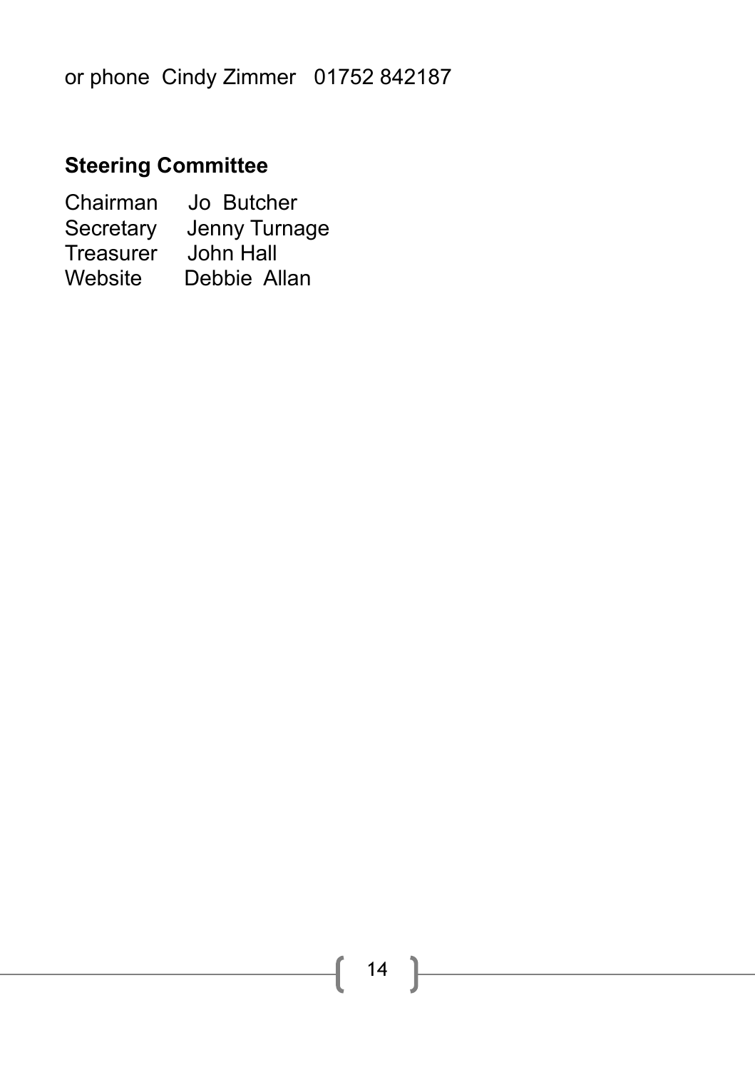or phone Cindy Zimmer 01752 842187

**Steering Committee**

| | |
|---|---|
| Chairman | Jo Butcher |
| Secretary | Jenny Turnage |
| Treasurer | John Hall |
| Website | Debbie Allan |